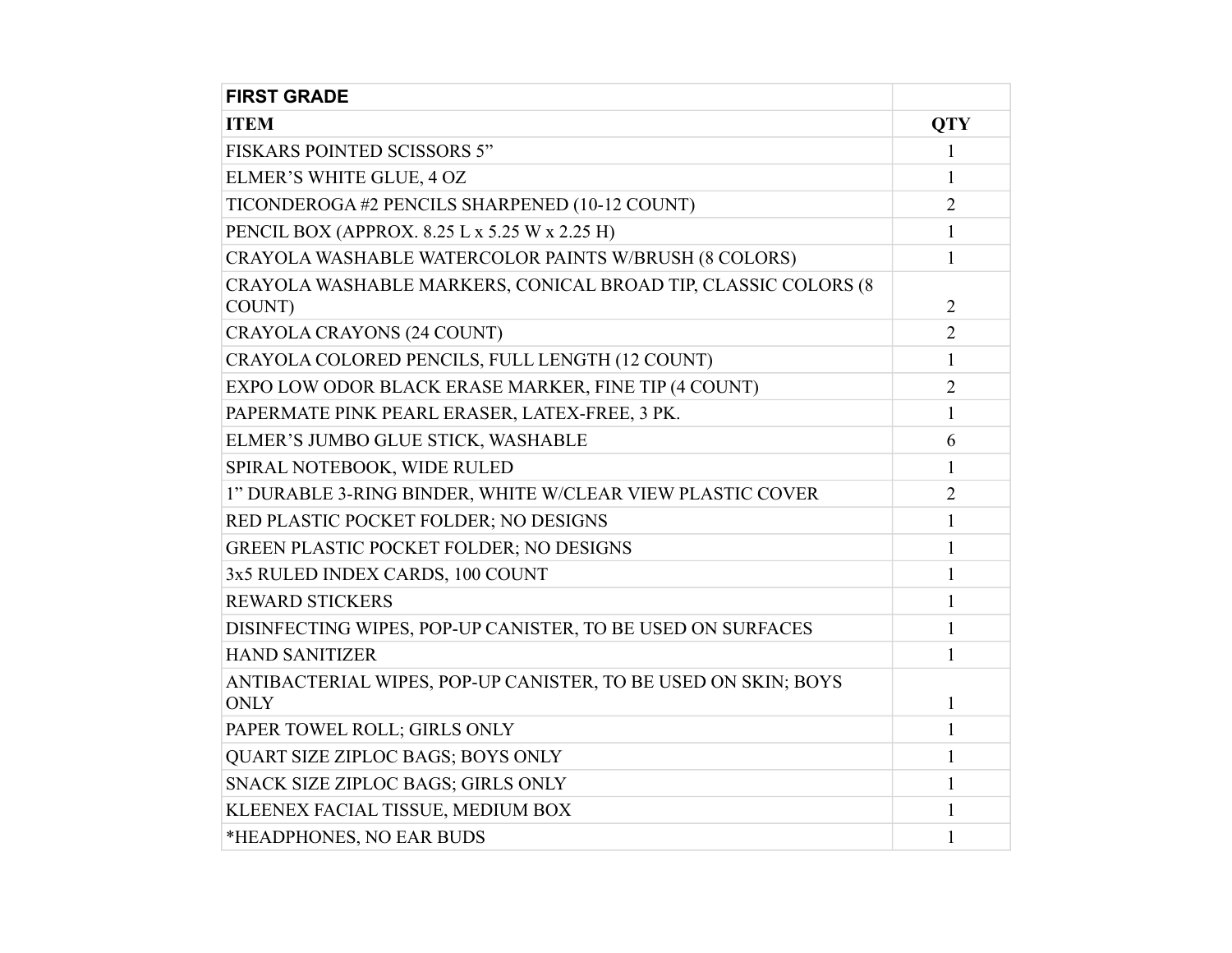| FIRST GRADE | |
|---|---|
| **ITEM** | **QTY** |
| FISKARS POINTED SCISSORS 5” | 1 |
| ELMER’S WHITE GLUE, 4 OZ | 1 |
| TICONDEROGA #2 PENCILS SHARPENED (10-12 COUNT) | 2 |
| PENCIL BOX (APPROX. 8.25 L x 5.25 W x 2.25 H) | 1 |
| CRAYOLA WASHABLE WATERCOLOR PAINTS W/BRUSH (8 COLORS) | 1 |
| CRAYOLA WASHABLE MARKERS, CONICAL BROAD TIP, CLASSIC COLORS (8 COUNT) | 2 |
| CRAYOLA CRAYONS (24 COUNT) | 2 |
| CRAYOLA COLORED PENCILS, FULL LENGTH (12 COUNT) | 1 |
| EXPO LOW ODOR BLACK ERASE MARKER, FINE TIP (4 COUNT) | 2 |
| PAPERMATE PINK PEARL ERASER, LATEX-FREE, 3 PK. | 1 |
| ELMER’S JUMBO GLUE STICK, WASHABLE | 6 |
| SPIRAL NOTEBOOK, WIDE RULED | 1 |
| 1” DURABLE 3-RING BINDER, WHITE W/CLEAR VIEW PLASTIC COVER | 2 |
| RED PLASTIC POCKET FOLDER; NO DESIGNS | 1 |
| GREEN PLASTIC POCKET FOLDER; NO DESIGNS | 1 |
| 3x5 RULED INDEX CARDS, 100 COUNT | 1 |
| REWARD STICKERS | 1 |
| DISINFECTING WIPES, POP-UP CANISTER, TO BE USED ON SURFACES | 1 |
| HAND SANITIZER | 1 |
| ANTIBACTERIAL WIPES, POP-UP CANISTER, TO BE USED ON SKIN; BOYS ONLY | 1 |
| PAPER TOWEL ROLL; GIRLS ONLY | 1 |
| QUART SIZE ZIPLOC BAGS; BOYS ONLY | 1 |
| SNACK SIZE ZIPLOC BAGS; GIRLS ONLY | 1 |
| KLEENEX FACIAL TISSUE, MEDIUM BOX | 1 |
| *HEADPHONES, NO EAR BUDS | 1 |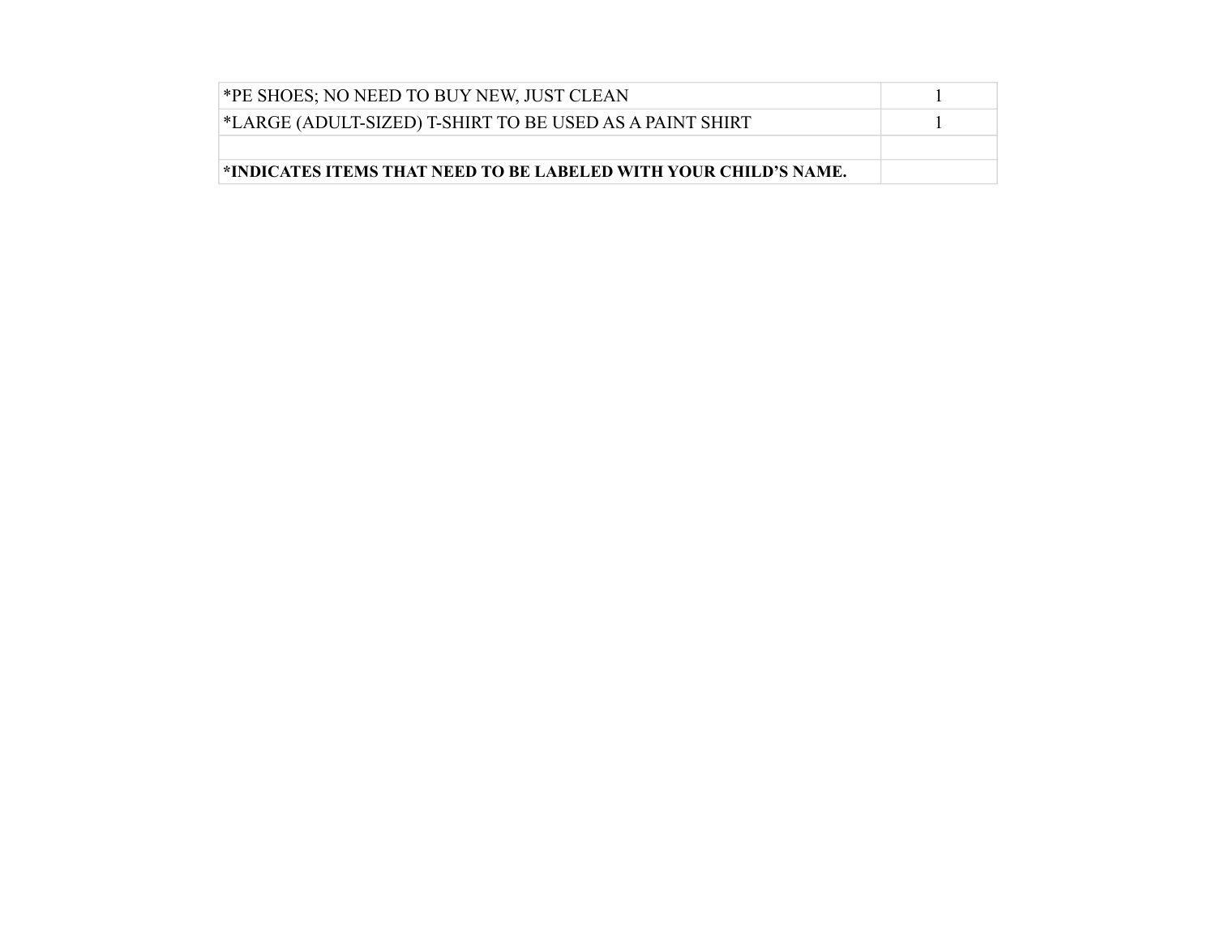| | |
|---|---|
| *PE SHOES; NO NEED TO BUY NEW, JUST CLEAN | 1 |
| *LARGE (ADULT-SIZED) T-SHIRT TO BE USED AS A PAINT SHIRT | 1 |
| | |
| **\*INDICATES ITEMS THAT NEED TO BE LABELED WITH YOUR CHILD'S NAME.** | |